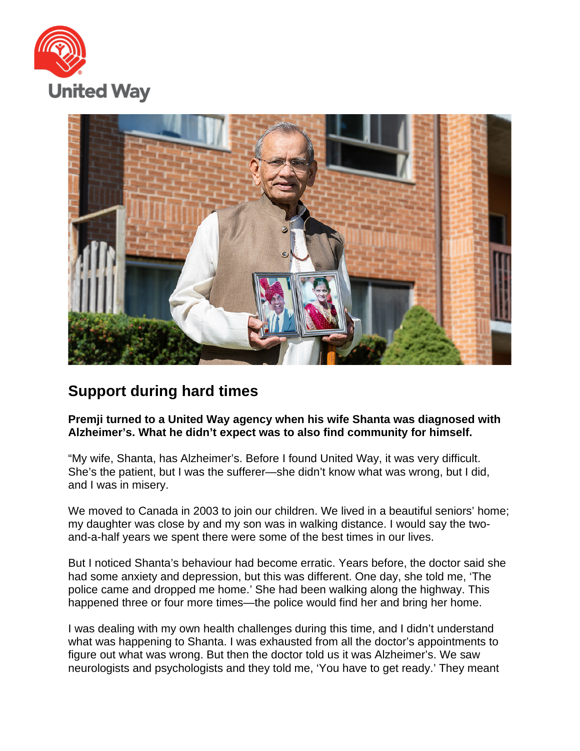United Way

## Support during hard times

**Premji turned to a United Way agency when his wife Shanta was diagnosed with Alzheimer's. What he didn't expect was to also find community for himself.**

"My wife, Shanta, has Alzheimer's. Before I found United Way, it was very difficult. She's the patient, but I was the sufferer—she didn't know what was wrong, but I did, and I was in misery.

We moved to Canada in 2003 to join our children. We lived in a beautiful seniors' home; my daughter was close by and my son was in walking distance. I would say the two-and-a-half years we spent there were some of the best times in our lives.

But I noticed Shanta's behaviour had become erratic. Years before, the doctor said she had some anxiety and depression, but this was different. One day, she told me, 'The police came and dropped me home.' She had been walking along the highway. This happened three or four more times—the police would find her and bring her home.

I was dealing with my own health challenges during this time, and I didn't understand what was happening to Shanta. I was exhausted from all the doctor's appointments to figure out what was wrong. But then the doctor told us it was Alzheimer's. We saw neurologists and psychologists and they told me, 'You have to get ready.' They meant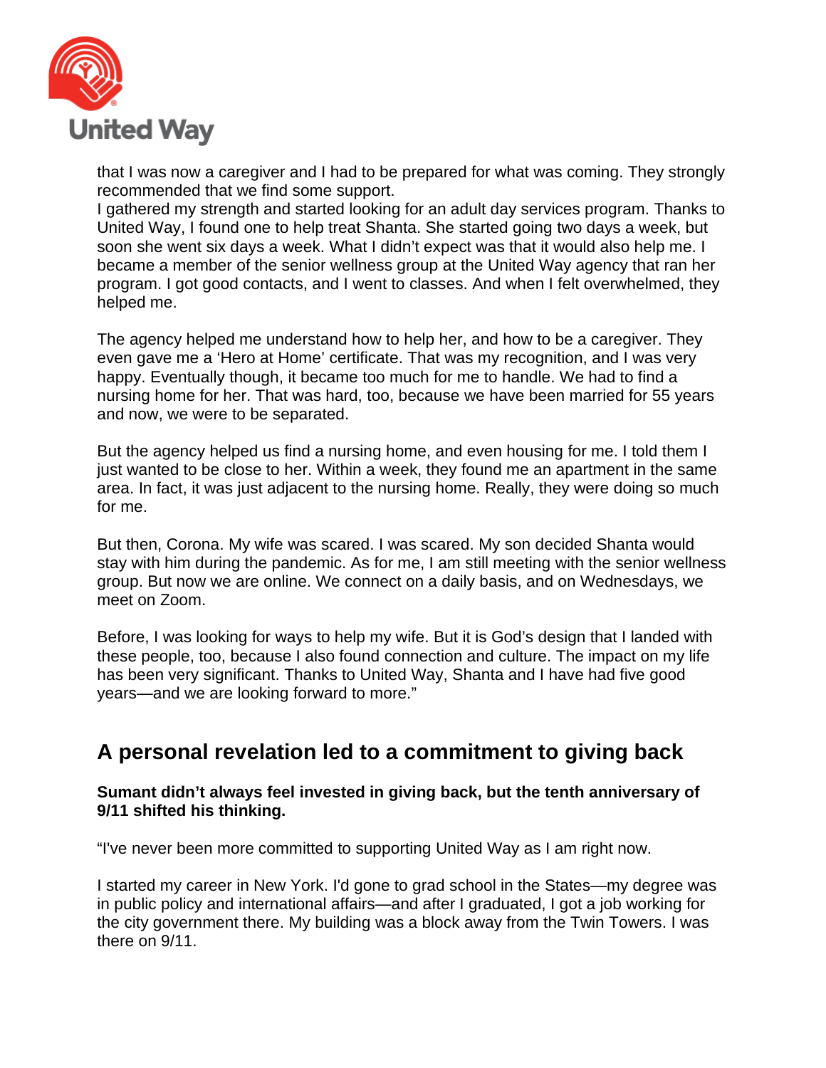that I was now a caregiver and I had to be prepared for what was coming. They strongly recommended that we find some support.
I gathered my strength and started looking for an adult day services program. Thanks to United Way, I found one to help treat Shanta. She started going two days a week, but soon she went six days a week. What I didn't expect was that it would also help me. I became a member of the senior wellness group at the United Way agency that ran her program. I got good contacts, and I went to classes. And when I felt overwhelmed, they helped me.

The agency helped me understand how to help her, and how to be a caregiver. They even gave me a 'Hero at Home' certificate. That was my recognition, and I was very happy. Eventually though, it became too much for me to handle. We had to find a nursing home for her. That was hard, too, because we have been married for 55 years and now, we were to be separated.

But the agency helped us find a nursing home, and even housing for me. I told them I just wanted to be close to her. Within a week, they found me an apartment in the same area. In fact, it was just adjacent to the nursing home. Really, they were doing so much for me.

But then, Corona. My wife was scared. I was scared. My son decided Shanta would stay with him during the pandemic. As for me, I am still meeting with the senior wellness group. But now we are online. We connect on a daily basis, and on Wednesdays, we meet on Zoom.

Before, I was looking for ways to help my wife. But it is God's design that I landed with these people, too, because I also found connection and culture. The impact on my life has been very significant. Thanks to United Way, Shanta and I have had five good years—and we are looking forward to more."

## A personal revelation led to a commitment to giving back

**Sumant didn't always feel invested in giving back, but the tenth anniversary of 9/11 shifted his thinking.**

"I've never been more committed to supporting United Way as I am right now.

I started my career in New York. I'd gone to grad school in the States—my degree was in public policy and international affairs—and after I graduated, I got a job working for the city government there. My building was a block away from the Twin Towers. I was there on 9/11.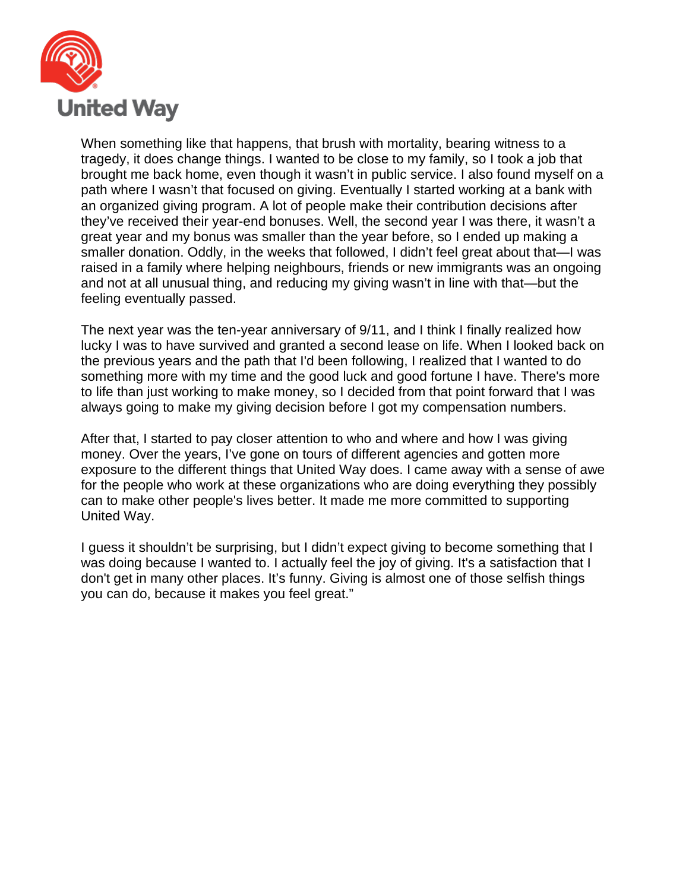When something like that happens, that brush with mortality, bearing witness to a tragedy, it does change things. I wanted to be close to my family, so I took a job that brought me back home, even though it wasn't in public service. I also found myself on a path where I wasn't that focused on giving. Eventually I started working at a bank with an organized giving program. A lot of people make their contribution decisions after they've received their year-end bonuses. Well, the second year I was there, it wasn't a great year and my bonus was smaller than the year before, so I ended up making a smaller donation. Oddly, in the weeks that followed, I didn't feel great about that—I was raised in a family where helping neighbours, friends or new immigrants was an ongoing and not at all unusual thing, and reducing my giving wasn't in line with that—but the feeling eventually passed.

The next year was the ten-year anniversary of 9/11, and I think I finally realized how lucky I was to have survived and granted a second lease on life. When I looked back on the previous years and the path that I'd been following, I realized that I wanted to do something more with my time and the good luck and good fortune I have. There's more to life than just working to make money, so I decided from that point forward that I was always going to make my giving decision before I got my compensation numbers.

After that, I started to pay closer attention to who and where and how I was giving money. Over the years, I've gone on tours of different agencies and gotten more exposure to the different things that United Way does. I came away with a sense of awe for the people who work at these organizations who are doing everything they possibly can to make other people's lives better. It made me more committed to supporting United Way.

I guess it shouldn't be surprising, but I didn't expect giving to become something that I was doing because I wanted to. I actually feel the joy of giving. It's a satisfaction that I don't get in many other places. It's funny. Giving is almost one of those selfish things you can do, because it makes you feel great."